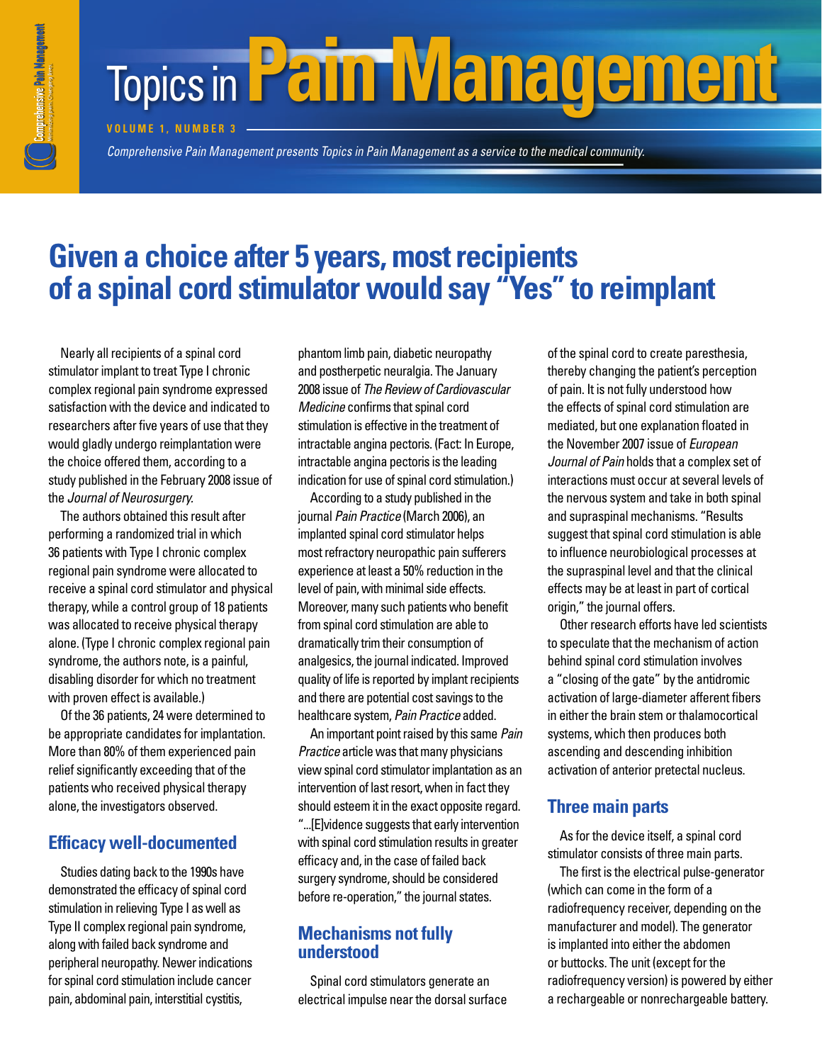# Topics in Pain Management

VOLUME 1, NUMBER 3

*Comprehensive Pain Management presents Topics in Pain Management as a service to the medical community.*

## Given a choice after 5 years, most recipients of a spinal cord stimulator would say "Yes" to reimplant

Nearly all recipients of a spinal cord stimulator implant to treat Type I chronic complex regional pain syndrome expressed satisfaction with the device and indicated to researchers after five years of use that they would gladly undergo reimplantation were the choice offered them, according to a study published in the February 2008 issue of the *Journal of Neurosurgery.*

The authors obtained this result after performing a randomized trial in which 36 patients with Type I chronic complex regional pain syndrome were allocated to receive a spinal cord stimulator and physical therapy, while a control group of 18 patients was allocated to receive physical therapy alone. (Type I chronic complex regional pain syndrome, the authors note, is a painful, disabling disorder for which no treatment with proven effect is available.)

Of the 36 patients, 24 were determined to be appropriate candidates for implantation. More than 80% of them experienced pain relief significantly exceeding that of the patients who received physical therapy alone, the investigators observed.

### Efficacy well-documented

Studies dating back to the 1990s have demonstrated the efficacy of spinal cord stimulation in relieving Type I as well as Type II complex regional pain syndrome, along with failed back syndrome and peripheral neuropathy. Newer indications for spinal cord stimulation include cancer pain, abdominal pain, interstitial cystitis, phantom limb pain, diabetic neuropathy and postherpetic neuralgia. The January 2008 issue of *The Review of Cardiovascular Medicine* confirms that spinal cord stimulation is effective in the treatment of intractable angina pectoris. (Fact: In Europe, intractable angina pectoris is the leading indication for use of spinal cord stimulation.)

According to a study published in the journal *Pain Practice* (March 2006), an implanted spinal cord stimulator helps most refractory neuropathic pain sufferers experience at least a 50% reduction in the level of pain, with minimal side effects. Moreover, many such patients who benefit from spinal cord stimulation are able to dramatically trim their consumption of analgesics, the journal indicated. Improved quality of life is reported by implant recipients and there are potential cost savings to the healthcare system, *Pain Practice* added.

An important point raised by this same *Pain Practice* article was that many physicians view spinal cord stimulator implantation as an intervention of last resort, when in fact they should esteem it in the exact opposite regard. "...[E]vidence suggests that early intervention with spinal cord stimulation results in greater efficacy and, in the case of failed back surgery syndrome, should be considered before re-operation," the journal states.

### Mechanisms not fully understood

Spinal cord stimulators generate an electrical impulse near the dorsal surface of the spinal cord to create paresthesia, thereby changing the patient's perception of pain. It is not fully understood how the effects of spinal cord stimulation are mediated, but one explanation floated in the November 2007 issue of *European Journal of Pain* holds that a complex set of interactions must occur at several levels of the nervous system and take in both spinal and supraspinal mechanisms. "Results suggest that spinal cord stimulation is able to influence neurobiological processes at the supraspinal level and that the clinical effects may be at least in part of cortical origin," the journal offers.

Other research efforts have led scientists to speculate that the mechanism of action behind spinal cord stimulation involves a "closing of the gate" by the antidromic activation of large-diameter afferent fibers in either the brain stem or thalamocortical systems, which then produces both ascending and descending inhibition activation of anterior pretectal nucleus.

### Three main parts

As for the device itself, a spinal cord stimulator consists of three main parts.

The first is the electrical pulse-generator (which can come in the form of a radiofrequency receiver, depending on the manufacturer and model). The generator is implanted into either the abdomen or buttocks. The unit (except for the radiofrequency version) is powered by either a rechargeable or nonrechargeable battery.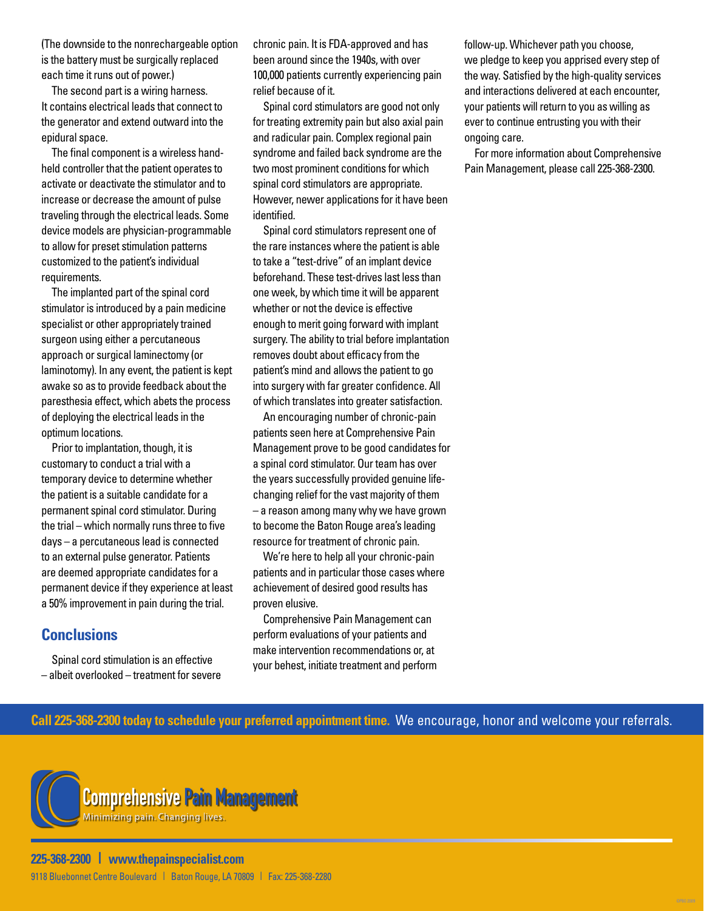(The downside to the nonrechargeable option is the battery must be surgically replaced each time it runs out of power.)

The second part is a wiring harness. It contains electrical leads that connect to the generator and extend outward into the epidural space.

The final component is a wireless hand-held controller that the patient operates to activate or deactivate the stimulator and to increase or decrease the amount of pulse traveling through the electrical leads. Some device models are physician-programmable to allow for preset stimulation patterns customized to the patient's individual requirements.

The implanted part of the spinal cord stimulator is introduced by a pain medicine specialist or other appropriately trained surgeon using either a percutaneous approach or surgical laminectomy (or laminotomy). In any event, the patient is kept awake so as to provide feedback about the paresthesia effect, which abets the process of deploying the electrical leads in the optimum locations.

Prior to implantation, though, it is customary to conduct a trial with a temporary device to determine whether the patient is a suitable candidate for a permanent spinal cord stimulator. During the trial – which normally runs three to five days – a percutaneous lead is connected to an external pulse generator. Patients are deemed appropriate candidates for a permanent device if they experience at least a 50% improvement in pain during the trial.

## Conclusions

Spinal cord stimulation is an effective – albeit overlooked – treatment for severe chronic pain. It is FDA-approved and has been around since the 1940s, with over 100,000 patients currently experiencing pain relief because of it.

Spinal cord stimulators are good not only for treating extremity pain but also axial pain and radicular pain. Complex regional pain syndrome and failed back syndrome are the two most prominent conditions for which spinal cord stimulators are appropriate. However, newer applications for it have been identified.

Spinal cord stimulators represent one of the rare instances where the patient is able to take a "test-drive" of an implant device beforehand. These test-drives last less than one week, by which time it will be apparent whether or not the device is effective enough to merit going forward with implant surgery. The ability to trial before implantation removes doubt about efficacy from the patient's mind and allows the patient to go into surgery with far greater confidence. All of which translates into greater satisfaction.

An encouraging number of chronic-pain patients seen here at Comprehensive Pain Management prove to be good candidates for a spinal cord stimulator. Our team has over the years successfully provided genuine life-changing relief for the vast majority of them – a reason among many why we have grown to become the Baton Rouge area's leading resource for treatment of chronic pain.

We're here to help all your chronic-pain patients and in particular those cases where achievement of desired good results has proven elusive.

Comprehensive Pain Management can perform evaluations of your patients and make intervention recommendations or, at your behest, initiate treatment and perform follow-up. Whichever path you choose, we pledge to keep you apprised every step of the way. Satisfied by the high-quality services and interactions delivered at each encounter, your patients will return to you as willing as ever to continue entrusting you with their ongoing care.

For more information about Comprehensive Pain Management, please call 225-368-2300.

**Call 225-368-2300 today to schedule your preferred appointment time.** We encourage, honor and welcome your referrals.

**Comprehensive Pain Management**

Minimizing pain. Changing lives.

**225-368-2300 | www.thepainspecialist.com**

9118 Bluebonnet Centre Boulevard | Baton Rouge, LA 70809 | Fax: 225-368-2280